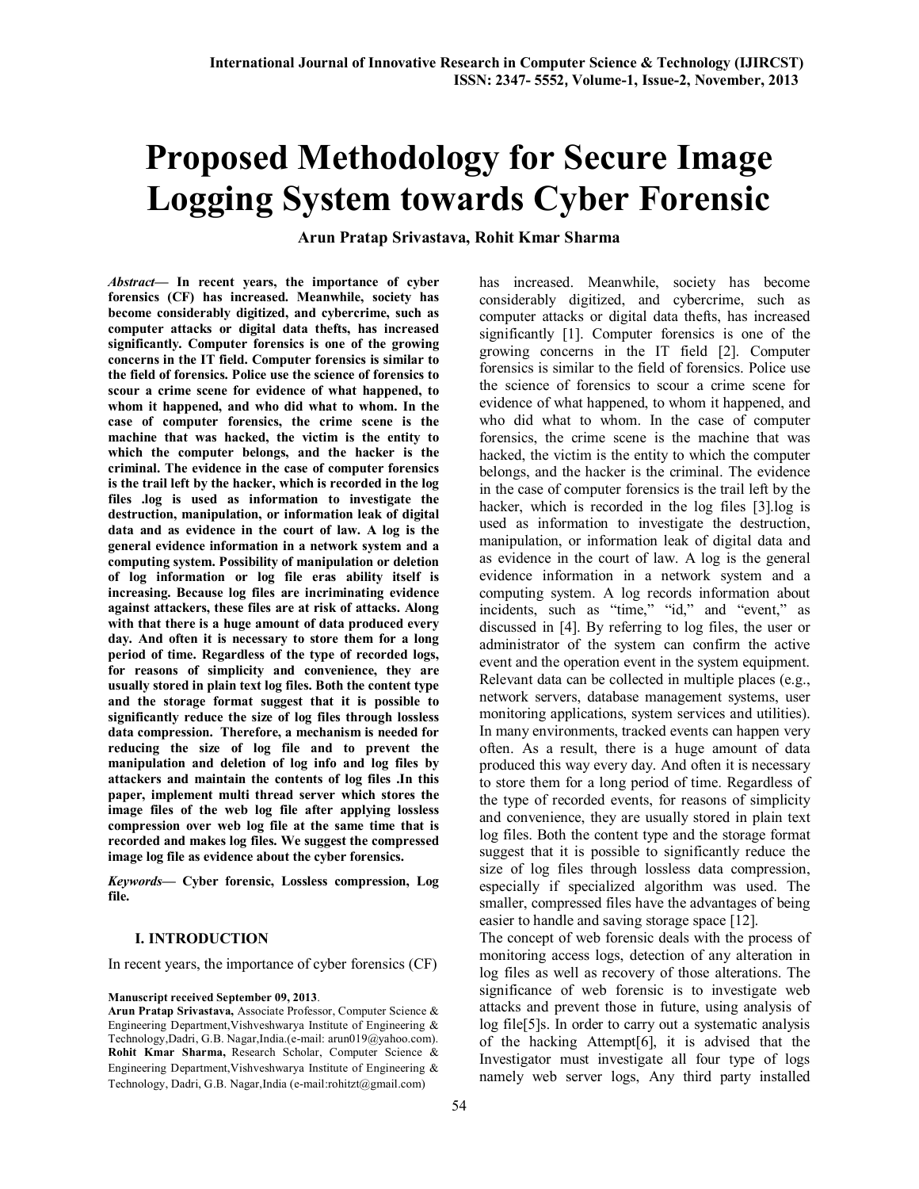# Proposed Methodology for Secure Image Logging System towards Cyber Forensic

**Arun Pratap Srivastava, Rohit Kmar Sharma**

***Abstract*— In recent years, the importance of cyber forensics (CF) has increased. Meanwhile, society has become considerably digitized, and cybercrime, such as computer attacks or digital data thefts, has increased significantly. Computer forensics is one of the growing concerns in the IT field. Computer forensics is similar to the field of forensics. Police use the science of forensics to scour a crime scene for evidence of what happened, to whom it happened, and who did what to whom. In the case of computer forensics, the crime scene is the machine that was hacked, the victim is the entity to which the computer belongs, and the hacker is the criminal. The evidence in the case of computer forensics is the trail left by the hacker, which is recorded in the log files .log is used as information to investigate the destruction, manipulation, or information leak of digital data and as evidence in the court of law. A log is the general evidence information in a network system and a computing system. Possibility of manipulation or deletion of log information or log file eras ability itself is increasing. Because log files are incriminating evidence against attackers, these files are at risk of attacks. Along with that there is a huge amount of data produced every day. And often it is necessary to store them for a long period of time. Regardless of the type of recorded logs, for reasons of simplicity and convenience, they are usually stored in plain text log files. Both the content type and the storage format suggest that it is possible to significantly reduce the size of log files through lossless data compression. Therefore, a mechanism is needed for reducing the size of log file and to prevent the manipulation and deletion of log info and log files by attackers and maintain the contents of log files .In this paper, implement multi thread server which stores the image files of the web log file after applying lossless compression over web log file at the same time that is recorded and makes log files. We suggest the compressed image log file as evidence about the cyber forensics.**

***Keywords*— Cyber forensic, Lossless compression, Log file.**

## I. INTRODUCTION

In recent years, the importance of cyber forensics (CF) has increased. Meanwhile, society has become considerably digitized, and cybercrime, such as computer attacks or digital data thefts, has increased significantly [1]. Computer forensics is one of the growing concerns in the IT field [2]. Computer forensics is similar to the field of forensics. Police use the science of forensics to scour a crime scene for evidence of what happened, to whom it happened, and who did what to whom. In the case of computer forensics, the crime scene is the machine that was hacked, the victim is the entity to which the computer belongs, and the hacker is the criminal. The evidence in the case of computer forensics is the trail left by the hacker, which is recorded in the log files [3].log is used as information to investigate the destruction, manipulation, or information leak of digital data and as evidence in the court of law. A log is the general evidence information in a network system and a computing system. A log records information about incidents, such as "time," "id," and "event," as discussed in [4]. By referring to log files, the user or administrator of the system can confirm the active event and the operation event in the system equipment. Relevant data can be collected in multiple places (e.g., network servers, database management systems, user monitoring applications, system services and utilities). In many environments, tracked events can happen very often. As a result, there is a huge amount of data produced this way every day. And often it is necessary to store them for a long period of time. Regardless of the type of recorded events, for reasons of simplicity and convenience, they are usually stored in plain text log files. Both the content type and the storage format suggest that it is possible to significantly reduce the size of log files through lossless data compression, especially if specialized algorithm was used. The smaller, compressed files have the advantages of being easier to handle and saving storage space [12].

The concept of web forensic deals with the process of monitoring access logs, detection of any alteration in log files as well as recovery of those alterations. The significance of web forensic is to investigate web attacks and prevent those in future, using analysis of log file[5]s. In order to carry out a systematic analysis of the hacking Attempt[6], it is advised that the Investigator must investigate all four type of logs namely web server logs, Any third party installed

**Manuscript received September 09, 2013**.

**Arun Pratap Srivastava,** Associate Professor, Computer Science & Engineering Department,Vishveshwarya Institute of Engineering & Technology,Dadri, G.B. Nagar,India.(e-mail: arun019@yahoo.com).

**Rohit Kmar Sharma,** Research Scholar, Computer Science & Engineering Department,Vishveshwarya Institute of Engineering & Technology, Dadri, G.B. Nagar,India (e-mail:rohitzt@gmail.com)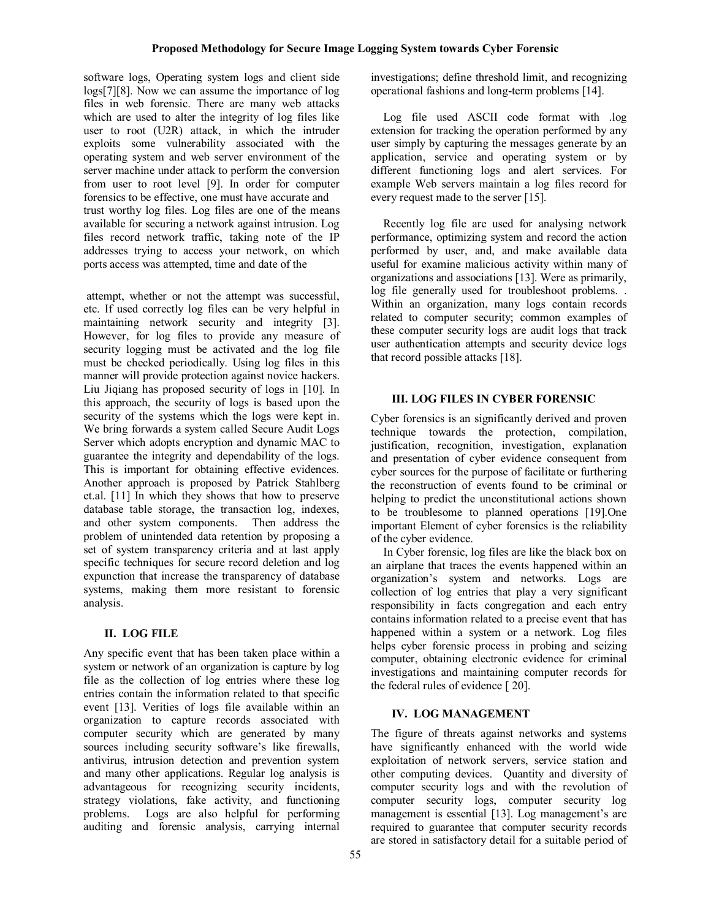software logs, Operating system logs and client side logs[7][8]. Now we can assume the importance of log files in web forensic. There are many web attacks which are used to alter the integrity of log files like user to root (U2R) attack, in which the intruder exploits some vulnerability associated with the operating system and web server environment of the server machine under attack to perform the conversion from user to root level [9]. In order for computer forensics to be effective, one must have accurate and trust worthy log files. Log files are one of the means available for securing a network against intrusion. Log files record network traffic, taking note of the IP addresses trying to access your network, on which ports access was attempted, time and date of the attempt, whether or not the attempt was successful, etc. If used correctly log files can be very helpful in maintaining network security and integrity [3]. However, for log files to provide any measure of security logging must be activated and the log file must be checked periodically. Using log files in this manner will provide protection against novice hackers. Liu Jiqiang has proposed security of logs in [10]. In this approach, the security of logs is based upon the security of the systems which the logs were kept in. We bring forwards a system called Secure Audit Logs Server which adopts encryption and dynamic MAC to guarantee the integrity and dependability of the logs. This is important for obtaining effective evidences. Another approach is proposed by Patrick Stahlberg et.al. [11] In which they shows that how to preserve database table storage, the transaction log, indexes, and other system components. Then address the problem of unintended data retention by proposing a set of system transparency criteria and at last apply specific techniques for secure record deletion and log expunction that increase the transparency of database systems, making them more resistant to forensic analysis.

## II. LOG FILE

Any specific event that has been taken place within a system or network of an organization is capture by log file as the collection of log entries where these log entries contain the information related to that specific event [13]. Verities of logs file available within an organization to capture records associated with computer security which are generated by many sources including security software's like firewalls, antivirus, intrusion detection and prevention system and many other applications. Regular log analysis is advantageous for recognizing security incidents, strategy violations, fake activity, and functioning problems. Logs are also helpful for performing auditing and forensic analysis, carrying internal investigations; define threshold limit, and recognizing operational fashions and long-term problems [14].

Log file used ASCII code format with .log extension for tracking the operation performed by any user simply by capturing the messages generate by an application, service and operating system or by different functioning logs and alert services. For example Web servers maintain a log files record for every request made to the server [15].

Recently log file are used for analysing network performance, optimizing system and record the action performed by user, and, and make available data useful for examine malicious activity within many of organizations and associations [13]. Were as primarily, log file generally used for troubleshoot problems. . Within an organization, many logs contain records related to computer security; common examples of these computer security logs are audit logs that track user authentication attempts and security device logs that record possible attacks [18].

## III. LOG FILES IN CYBER FORENSIC

Cyber forensics is an significantly derived and proven technique towards the protection, compilation, justification, recognition, investigation, explanation and presentation of cyber evidence consequent from cyber sources for the purpose of facilitate or furthering the reconstruction of events found to be criminal or helping to predict the unconstitutional actions shown to be troublesome to planned operations [19].One important Element of cyber forensics is the reliability of the cyber evidence.

In Cyber forensic, log files are like the black box on an airplane that traces the events happened within an organization's system and networks. Logs are collection of log entries that play a very significant responsibility in facts congregation and each entry contains information related to a precise event that has happened within a system or a network. Log files helps cyber forensic process in probing and seizing computer, obtaining electronic evidence for criminal investigations and maintaining computer records for the federal rules of evidence [ 20].

## IV. LOG MANAGEMENT

The figure of threats against networks and systems have significantly enhanced with the world wide exploitation of network servers, service station and other computing devices. Quantity and diversity of computer security logs and with the revolution of computer security logs, computer security log management is essential [13]. Log management's are required to guarantee that computer security records are stored in satisfactory detail for a suitable period of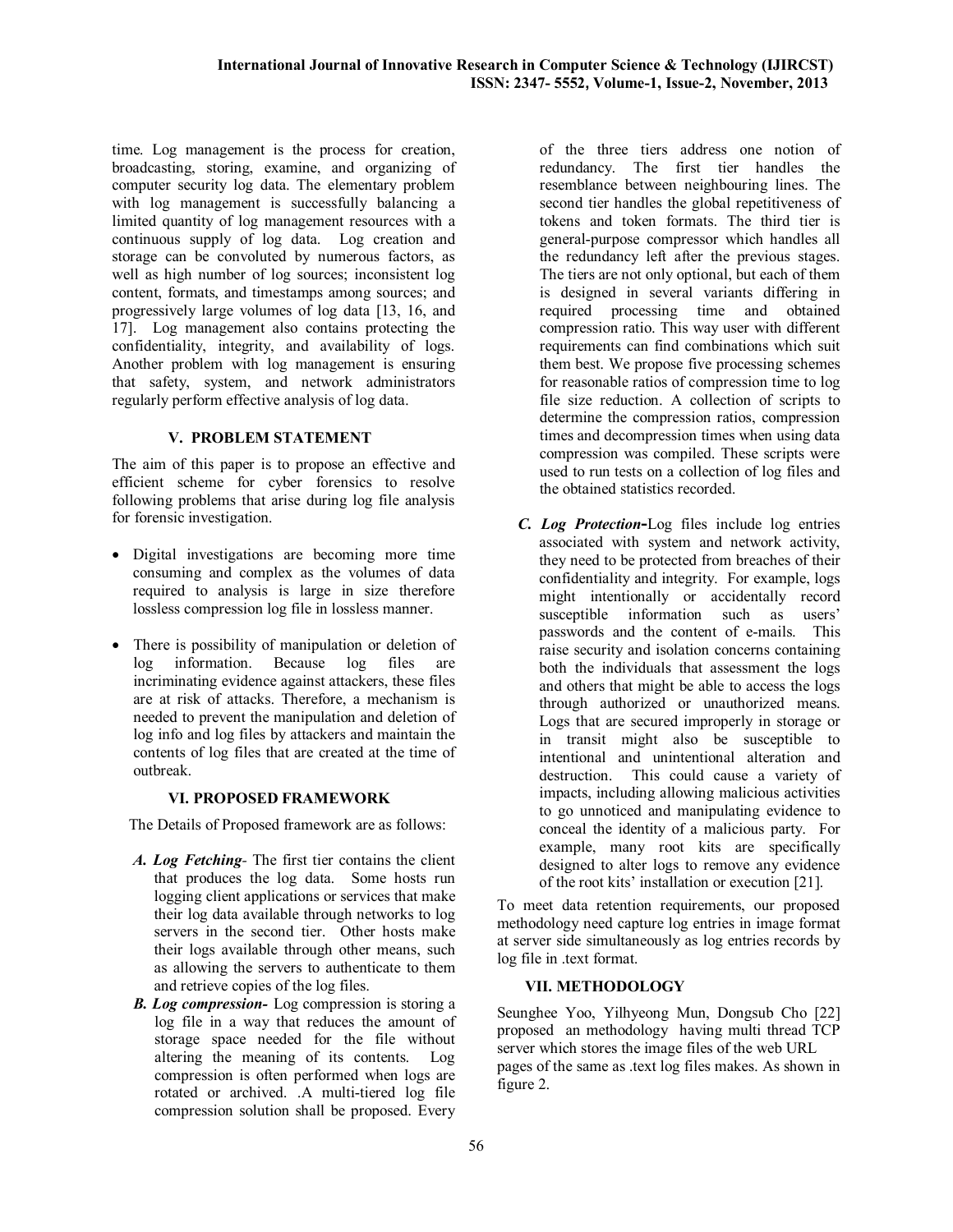time. Log management is the process for creation, broadcasting, storing, examine, and organizing of computer security log data. The elementary problem with log management is successfully balancing a limited quantity of log management resources with a continuous supply of log data. Log creation and storage can be convoluted by numerous factors, as well as high number of log sources; inconsistent log content, formats, and timestamps among sources; and progressively large volumes of log data [13, 16, and 17]. Log management also contains protecting the confidentiality, integrity, and availability of logs. Another problem with log management is ensuring that safety, system, and network administrators regularly perform effective analysis of log data.

## V. PROBLEM STATEMENT

The aim of this paper is to propose an effective and efficient scheme for cyber forensics to resolve following problems that arise during log file analysis for forensic investigation.

- Digital investigations are becoming more time consuming and complex as the volumes of data required to analysis is large in size therefore lossless compression log file in lossless manner.
- There is possibility of manipulation or deletion of log information. Because log files are incriminating evidence against attackers, these files are at risk of attacks. Therefore, a mechanism is needed to prevent the manipulation and deletion of log info and log files by attackers and maintain the contents of log files that are created at the time of outbreak.

## VI. PROPOSED FRAMEWORK

The Details of Proposed framework are as follows:

*A.* ***Log Fetching***- The first tier contains the client that produces the log data. Some hosts run logging client applications or services that make their log data available through networks to log servers in the second tier. Other hosts make their logs available through other means, such as allowing the servers to authenticate to them and retrieve copies of the log files.

*B.* ***Log compression-*** Log compression is storing a log file in a way that reduces the amount of storage space needed for the file without altering the meaning of its contents. Log compression is often performed when logs are rotated or archived. .A multi-tiered log file compression solution shall be proposed. Every of the three tiers address one notion of redundancy. The first tier handles the resemblance between neighbouring lines. The second tier handles the global repetitiveness of tokens and token formats. The third tier is general-purpose compressor which handles all the redundancy left after the previous stages. The tiers are not only optional, but each of them is designed in several variants differing in required processing time and obtained compression ratio. This way user with different requirements can find combinations which suit them best. We propose five processing schemes for reasonable ratios of compression time to log file size reduction. A collection of scripts to determine the compression ratios, compression times and decompression times when using data compression was compiled. These scripts were used to run tests on a collection of log files and the obtained statistics recorded.

*C.* ***Log Protection-***Log files include log entries associated with system and network activity, they need to be protected from breaches of their confidentiality and integrity. For example, logs might intentionally or accidentally record susceptible information such as users' passwords and the content of e-mails. This raise security and isolation concerns containing both the individuals that assessment the logs and others that might be able to access the logs through authorized or unauthorized means. Logs that are secured improperly in storage or in transit might also be susceptible to intentional and unintentional alteration and destruction. This could cause a variety of impacts, including allowing malicious activities to go unnoticed and manipulating evidence to conceal the identity of a malicious party. For example, many root kits are specifically designed to alter logs to remove any evidence of the root kits' installation or execution [21].

To meet data retention requirements, our proposed methodology need capture log entries in image format at server side simultaneously as log entries records by log file in .text format.

## VII. METHODOLOGY

Seunghee Yoo, Yilhyeong Mun, Dongsub Cho [22] proposed an methodology having multi thread TCP server which stores the image files of the web URL pages of the same as .text log files makes. As shown in figure 2.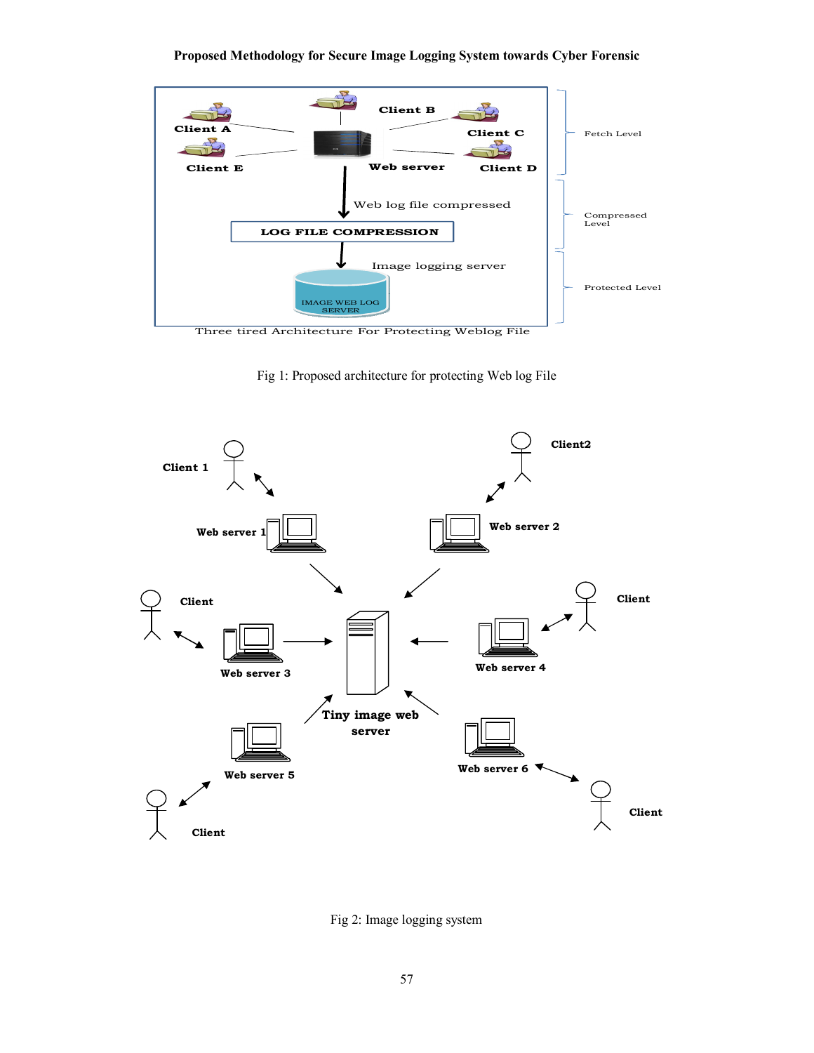Fig 1: Proposed architecture for protecting Web log File

Fig 2: Image logging system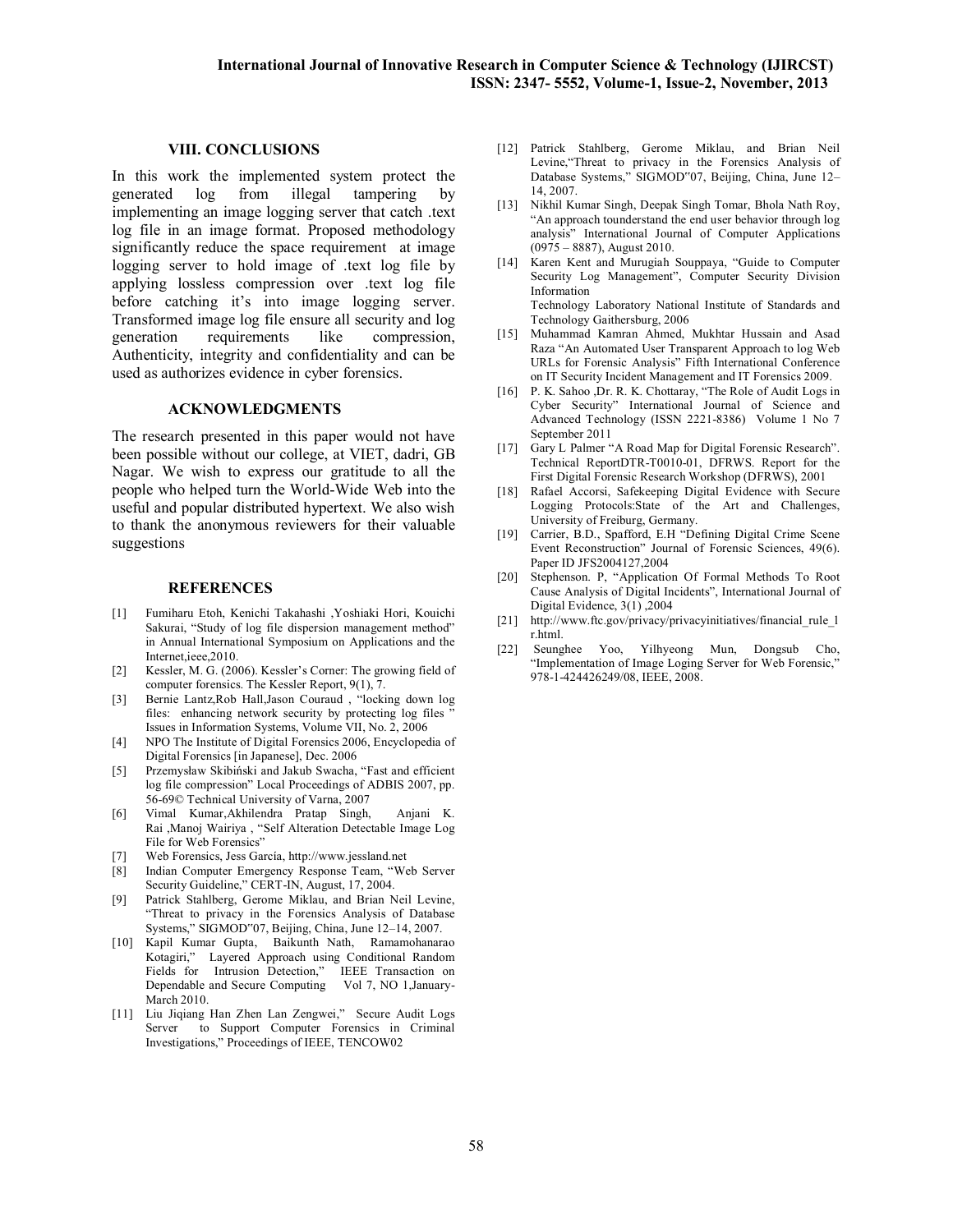## VIII. CONCLUSIONS

In this work the implemented system protect the generated log from illegal tampering by implementing an image logging server that catch .text log file in an image format. Proposed methodology significantly reduce the space requirement at image logging server to hold image of .text log file by applying lossless compression over .text log file before catching it's into image logging server. Transformed image log file ensure all security and log generation requirements like compression, Authenticity, integrity and confidentiality and can be used as authorizes evidence in cyber forensics.

## ACKNOWLEDGMENTS

The research presented in this paper would not have been possible without our college, at VIET, dadri, GB Nagar. We wish to express our gratitude to all the people who helped turn the World-Wide Web into the useful and popular distributed hypertext. We also wish to thank the anonymous reviewers for their valuable suggestions

## REFERENCES

[1] Fumiharu Etoh, Kenichi Takahashi ,Yoshiaki Hori, Kouichi Sakurai, "Study of log file dispersion management method" in Annual International Symposium on Applications and the Internet,ieee,2010.

[2] Kessler, M. G. (2006). Kessler's Corner: The growing field of computer forensics. The Kessler Report, 9(1), 7.

[3] Bernie Lantz,Rob Hall,Jason Couraud , "locking down log files: enhancing network security by protecting log files " Issues in Information Systems, Volume VII, No. 2, 2006

[4] NPO The Institute of Digital Forensics 2006, Encyclopedia of Digital Forensics [in Japanese], Dec. 2006

[5] Przemysław Skibiński and Jakub Swacha, "Fast and efficient log file compression" Local Proceedings of ADBIS 2007, pp. 56-69© Technical University of Varna, 2007

[6] Vimal Kumar,Akhilendra Pratap Singh, Anjani K. Rai ,Manoj Wairiya , "Self Alteration Detectable Image Log File for Web Forensics"

[7] Web Forensics, Jess García, http://www.jessland.net

[8] Indian Computer Emergency Response Team, "Web Server Security Guideline," CERT-IN, August, 17, 2004.

[9] Patrick Stahlberg, Gerome Miklau, and Brian Neil Levine, "Threat to privacy in the Forensics Analysis of Database Systems," SIGMOD"07, Beijing, China, June 12–14, 2007.

[10] Kapil Kumar Gupta, Baikunth Nath, Ramamohanarao Kotagiri," Layered Approach using Conditional Random Fields for Intrusion Detection," IEEE Transaction on Dependable and Secure Computing Vol 7, NO 1,January-March 2010.

[11] Liu Jiqiang Han Zhen Lan Zengwei," Secure Audit Logs Server to Support Computer Forensics in Criminal Investigations," Proceedings of IEEE, TENCOW02

[12] Patrick Stahlberg, Gerome Miklau, and Brian Neil Levine,"Threat to privacy in the Forensics Analysis of Database Systems," SIGMOD"07, Beijing, China, June 12–14, 2007.

[13] Nikhil Kumar Singh, Deepak Singh Tomar, Bhola Nath Roy, "An approach tounderstand the end user behavior through log analysis" International Journal of Computer Applications (0975 – 8887), August 2010.

[14] Karen Kent and Murugiah Souppaya, "Guide to Computer Security Log Management", Computer Security Division Information
Technology Laboratory National Institute of Standards and Technology Gaithersburg, 2006

[15] Muhammad Kamran Ahmed, Mukhtar Hussain and Asad Raza "An Automated User Transparent Approach to log Web URLs for Forensic Analysis" Fifth International Conference on IT Security Incident Management and IT Forensics 2009.

[16] P. K. Sahoo ,Dr. R. K. Chottaray, "The Role of Audit Logs in Cyber Security" International Journal of Science and Advanced Technology (ISSN 2221-8386) Volume 1 No 7 September 2011

[17] Gary L Palmer "A Road Map for Digital Forensic Research". Technical ReportDTR-T0010-01, DFRWS. Report for the First Digital Forensic Research Workshop (DFRWS), 2001

[18] Rafael Accorsi, Safekeeping Digital Evidence with Secure Logging Protocols:State of the Art and Challenges, University of Freiburg, Germany.

[19] Carrier, B.D., Spafford, E.H "Defining Digital Crime Scene Event Reconstruction" Journal of Forensic Sciences, 49(6). Paper ID JFS2004127,2004

[20] Stephenson. P, "Application Of Formal Methods To Root Cause Analysis of Digital Incidents", International Journal of Digital Evidence, 3(1) ,2004

[21] http://www.ftc.gov/privacy/privacyinitiatives/financial_rule_lr.html.

[22] Seunghee Yoo, Yilhyeong Mun, Dongsub Cho, "Implementation of Image Loging Server for Web Forensic," 978-1-424426249/08, IEEE, 2008.